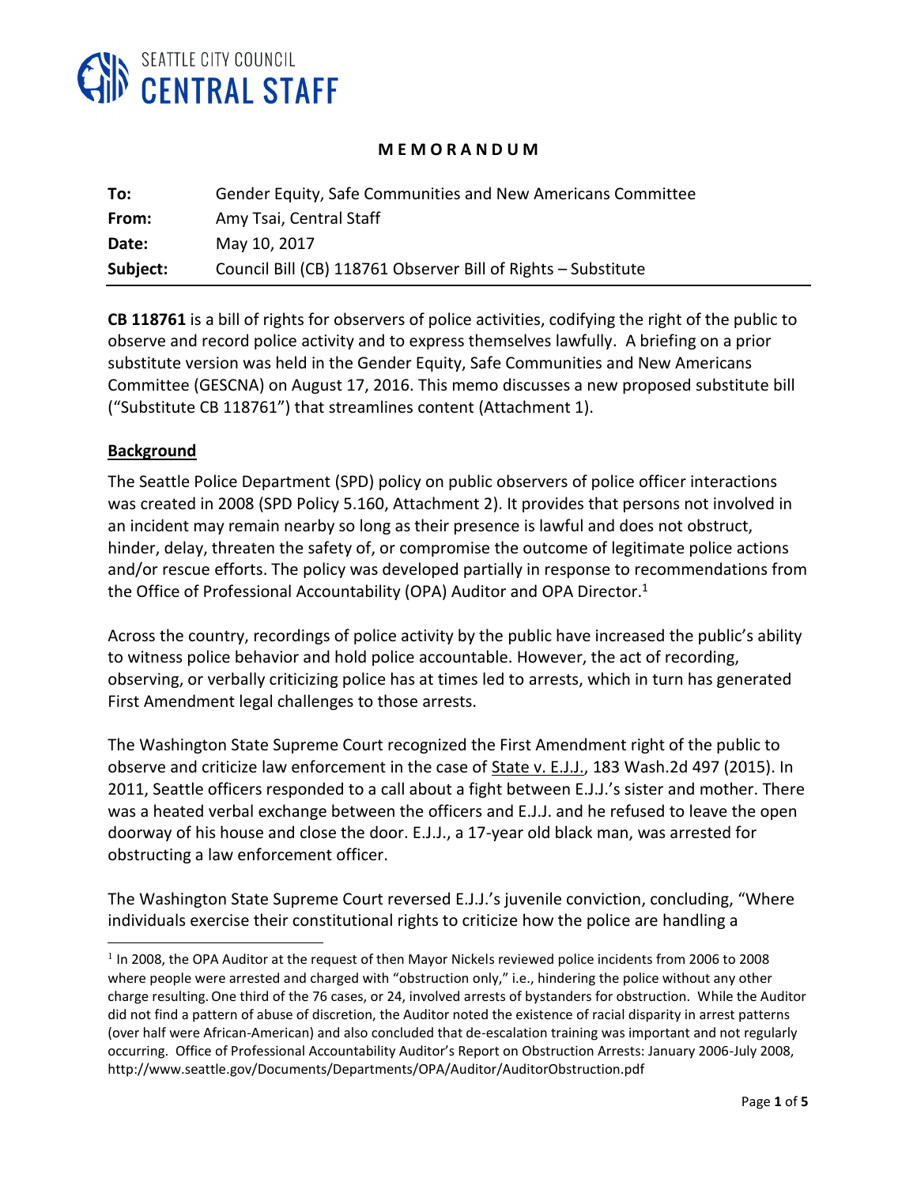SEATTLE CITY COUNCIL
**CENTRAL STAFF**

# MEMORANDUM

| | |
|---|---|
| **To:** | Gender Equity, Safe Communities and New Americans Committee |
| **From:** | Amy Tsai, Central Staff |
| **Date:** | May 10, 2017 |
| **Subject:** | Council Bill (CB) 118761 Observer Bill of Rights – Substitute |

**CB 118761** is a bill of rights for observers of police activities, codifying the right of the public to observe and record police activity and to express themselves lawfully. A briefing on a prior substitute version was held in the Gender Equity, Safe Communities and New Americans Committee (GESCNA) on August 17, 2016. This memo discusses a new proposed substitute bill ("Substitute CB 118761") that streamlines content (Attachment 1).

## Background

The Seattle Police Department (SPD) policy on public observers of police officer interactions was created in 2008 (SPD Policy 5.160, Attachment 2). It provides that persons not involved in an incident may remain nearby so long as their presence is lawful and does not obstruct, hinder, delay, threaten the safety of, or compromise the outcome of legitimate police actions and/or rescue efforts. The policy was developed partially in response to recommendations from the Office of Professional Accountability (OPA) Auditor and OPA Director.[1]

Across the country, recordings of police activity by the public have increased the public's ability to witness police behavior and hold police accountable. However, the act of recording, observing, or verbally criticizing police has at times led to arrests, which in turn has generated First Amendment legal challenges to those arrests.

The Washington State Supreme Court recognized the First Amendment right of the public to observe and criticize law enforcement in the case of State v. E.J.J., 183 Wash.2d 497 (2015). In 2011, Seattle officers responded to a call about a fight between E.J.J.'s sister and mother. There was a heated verbal exchange between the officers and E.J.J. and he refused to leave the open doorway of his house and close the door. E.J.J., a 17-year old black man, was arrested for obstructing a law enforcement officer.

The Washington State Supreme Court reversed E.J.J.'s juvenile conviction, concluding, "Where individuals exercise their constitutional rights to criticize how the police are handling a

---

[1] In 2008, the OPA Auditor at the request of then Mayor Nickels reviewed police incidents from 2006 to 2008 where people were arrested and charged with "obstruction only," i.e., hindering the police without any other charge resulting. One third of the 76 cases, or 24, involved arrests of bystanders for obstruction. While the Auditor did not find a pattern of abuse of discretion, the Auditor noted the existence of racial disparity in arrest patterns (over half were African-American) and also concluded that de-escalation training was important and not regularly occurring. Office of Professional Accountability Auditor's Report on Obstruction Arrests: January 2006-July 2008, http://www.seattle.gov/Documents/Departments/OPA/Auditor/AuditorObstruction.pdf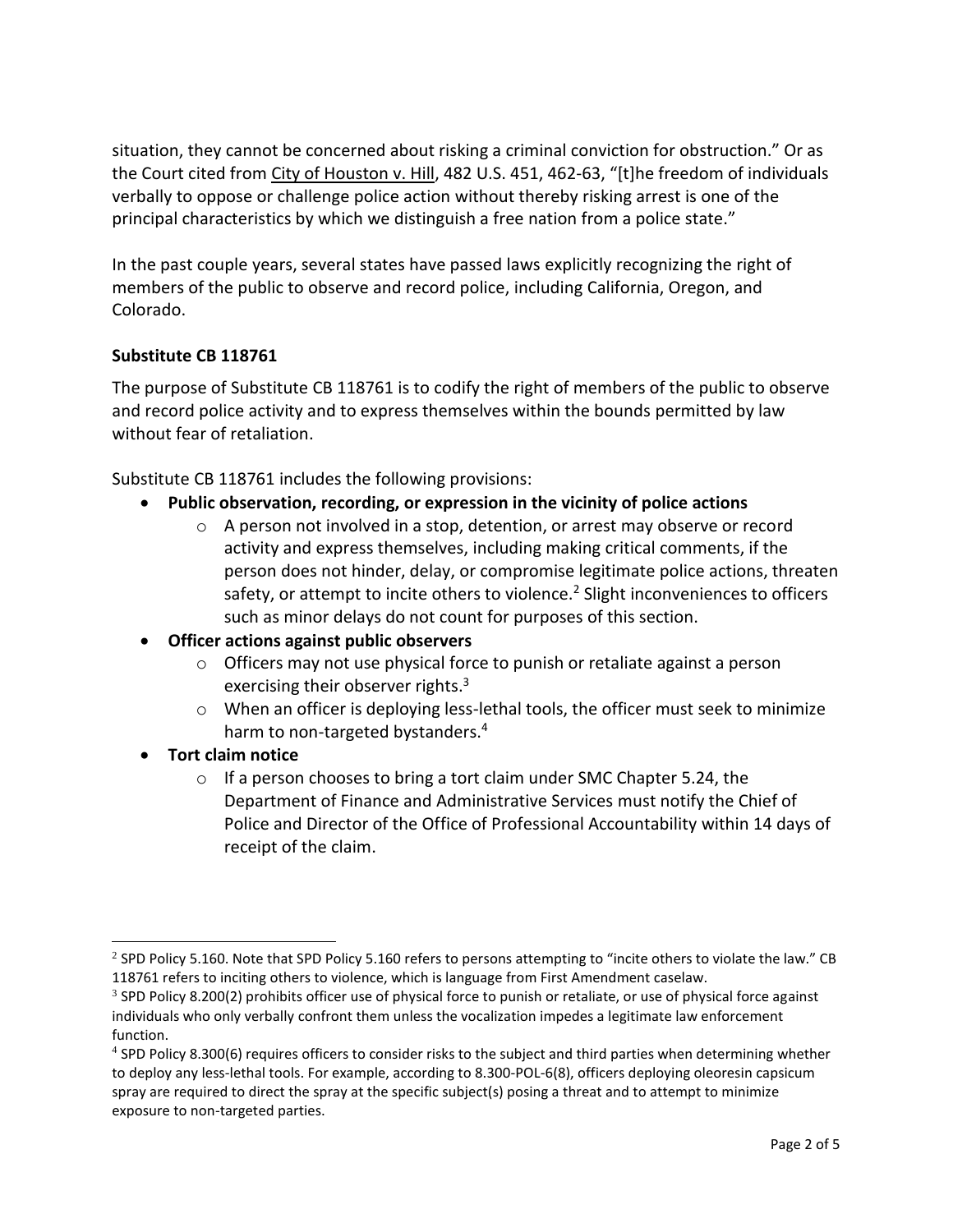situation, they cannot be concerned about risking a criminal conviction for obstruction." Or as the Court cited from City of Houston v. Hill, 482 U.S. 451, 462-63, "[t]he freedom of individuals verbally to oppose or challenge police action without thereby risking arrest is one of the principal characteristics by which we distinguish a free nation from a police state."

In the past couple years, several states have passed laws explicitly recognizing the right of members of the public to observe and record police, including California, Oregon, and Colorado.

**Substitute CB 118761**

The purpose of Substitute CB 118761 is to codify the right of members of the public to observe and record police activity and to express themselves within the bounds permitted by law without fear of retaliation.

Substitute CB 118761 includes the following provisions:

- **Public observation, recording, or expression in the vicinity of police actions**
  - A person not involved in a stop, detention, or arrest may observe or record activity and express themselves, including making critical comments, if the person does not hinder, delay, or compromise legitimate police actions, threaten safety, or attempt to incite others to violence.[2] Slight inconveniences to officers such as minor delays do not count for purposes of this section.
- **Officer actions against public observers**
  - Officers may not use physical force to punish or retaliate against a person exercising their observer rights.[3]
  - When an officer is deploying less-lethal tools, the officer must seek to minimize harm to non-targeted bystanders.[4]
- **Tort claim notice**
  - If a person chooses to bring a tort claim under SMC Chapter 5.24, the Department of Finance and Administrative Services must notify the Chief of Police and Director of the Office of Professional Accountability within 14 days of receipt of the claim.

---

[2] SPD Policy 5.160. Note that SPD Policy 5.160 refers to persons attempting to "incite others to violate the law." CB 118761 refers to inciting others to violence, which is language from First Amendment caselaw.

[3] SPD Policy 8.200(2) prohibits officer use of physical force to punish or retaliate, or use of physical force against individuals who only verbally confront them unless the vocalization impedes a legitimate law enforcement function.

[4] SPD Policy 8.300(6) requires officers to consider risks to the subject and third parties when determining whether to deploy any less-lethal tools. For example, according to 8.300-POL-6(8), officers deploying oleoresin capsicum spray are required to direct the spray at the specific subject(s) posing a threat and to attempt to minimize exposure to non-targeted parties.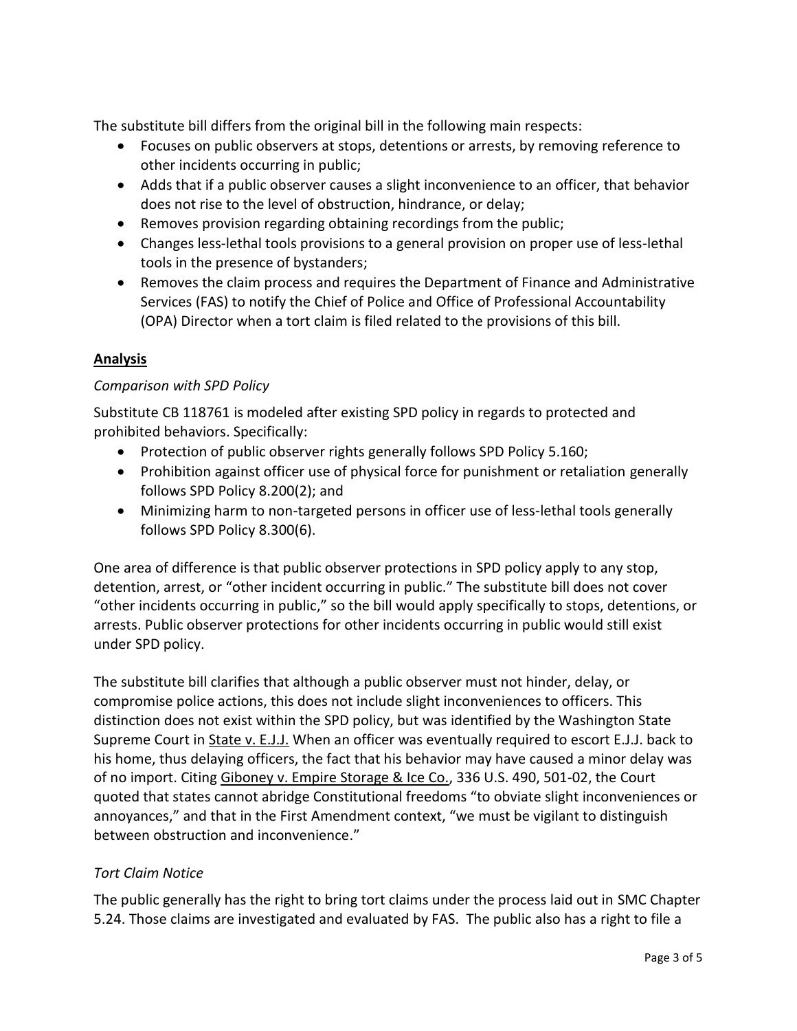The substitute bill differs from the original bill in the following main respects:

- Focuses on public observers at stops, detentions or arrests, by removing reference to other incidents occurring in public;
- Adds that if a public observer causes a slight inconvenience to an officer, that behavior does not rise to the level of obstruction, hindrance, or delay;
- Removes provision regarding obtaining recordings from the public;
- Changes less-lethal tools provisions to a general provision on proper use of less-lethal tools in the presence of bystanders;
- Removes the claim process and requires the Department of Finance and Administrative Services (FAS) to notify the Chief of Police and Office of Professional Accountability (OPA) Director when a tort claim is filed related to the provisions of this bill.

## **Analysis**

### *Comparison with SPD Policy*

Substitute CB 118761 is modeled after existing SPD policy in regards to protected and prohibited behaviors. Specifically:

- Protection of public observer rights generally follows SPD Policy 5.160;
- Prohibition against officer use of physical force for punishment or retaliation generally follows SPD Policy 8.200(2); and
- Minimizing harm to non-targeted persons in officer use of less-lethal tools generally follows SPD Policy 8.300(6).

One area of difference is that public observer protections in SPD policy apply to any stop, detention, arrest, or "other incident occurring in public." The substitute bill does not cover "other incidents occurring in public," so the bill would apply specifically to stops, detentions, or arrests. Public observer protections for other incidents occurring in public would still exist under SPD policy.

The substitute bill clarifies that although a public observer must not hinder, delay, or compromise police actions, this does not include slight inconveniences to officers. This distinction does not exist within the SPD policy, but was identified by the Washington State Supreme Court in State v. E.J.J. When an officer was eventually required to escort E.J.J. back to his home, thus delaying officers, the fact that his behavior may have caused a minor delay was of no import. Citing Giboney v. Empire Storage & Ice Co., 336 U.S. 490, 501-02, the Court quoted that states cannot abridge Constitutional freedoms "to obviate slight inconveniences or annoyances," and that in the First Amendment context, "we must be vigilant to distinguish between obstruction and inconvenience."

### *Tort Claim Notice*

The public generally has the right to bring tort claims under the process laid out in SMC Chapter 5.24. Those claims are investigated and evaluated by FAS. The public also has a right to file a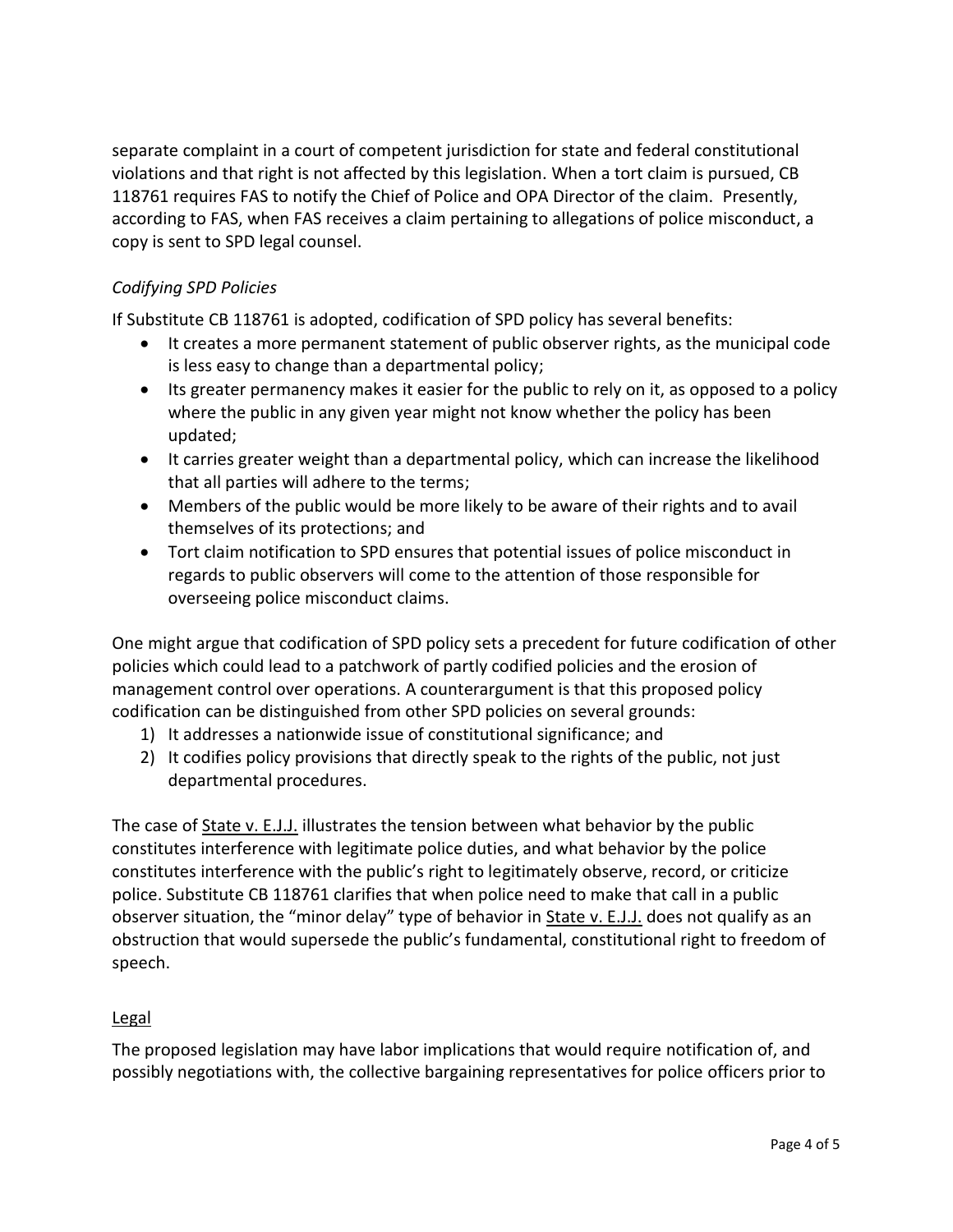separate complaint in a court of competent jurisdiction for state and federal constitutional violations and that right is not affected by this legislation. When a tort claim is pursued, CB 118761 requires FAS to notify the Chief of Police and OPA Director of the claim. Presently, according to FAS, when FAS receives a claim pertaining to allegations of police misconduct, a copy is sent to SPD legal counsel.

*Codifying SPD Policies*

If Substitute CB 118761 is adopted, codification of SPD policy has several benefits:

- It creates a more permanent statement of public observer rights, as the municipal code is less easy to change than a departmental policy;
- Its greater permanency makes it easier for the public to rely on it, as opposed to a policy where the public in any given year might not know whether the policy has been updated;
- It carries greater weight than a departmental policy, which can increase the likelihood that all parties will adhere to the terms;
- Members of the public would be more likely to be aware of their rights and to avail themselves of its protections; and
- Tort claim notification to SPD ensures that potential issues of police misconduct in regards to public observers will come to the attention of those responsible for overseeing police misconduct claims.

One might argue that codification of SPD policy sets a precedent for future codification of other policies which could lead to a patchwork of partly codified policies and the erosion of management control over operations. A counterargument is that this proposed policy codification can be distinguished from other SPD policies on several grounds:

1) It addresses a nationwide issue of constitutional significance; and
2) It codifies policy provisions that directly speak to the rights of the public, not just departmental procedures.

The case of State v. E.J.J. illustrates the tension between what behavior by the public constitutes interference with legitimate police duties, and what behavior by the police constitutes interference with the public's right to legitimately observe, record, or criticize police. Substitute CB 118761 clarifies that when police need to make that call in a public observer situation, the "minor delay" type of behavior in State v. E.J.J. does not qualify as an obstruction that would supersede the public's fundamental, constitutional right to freedom of speech.

## Legal

The proposed legislation may have labor implications that would require notification of, and possibly negotiations with, the collective bargaining representatives for police officers prior to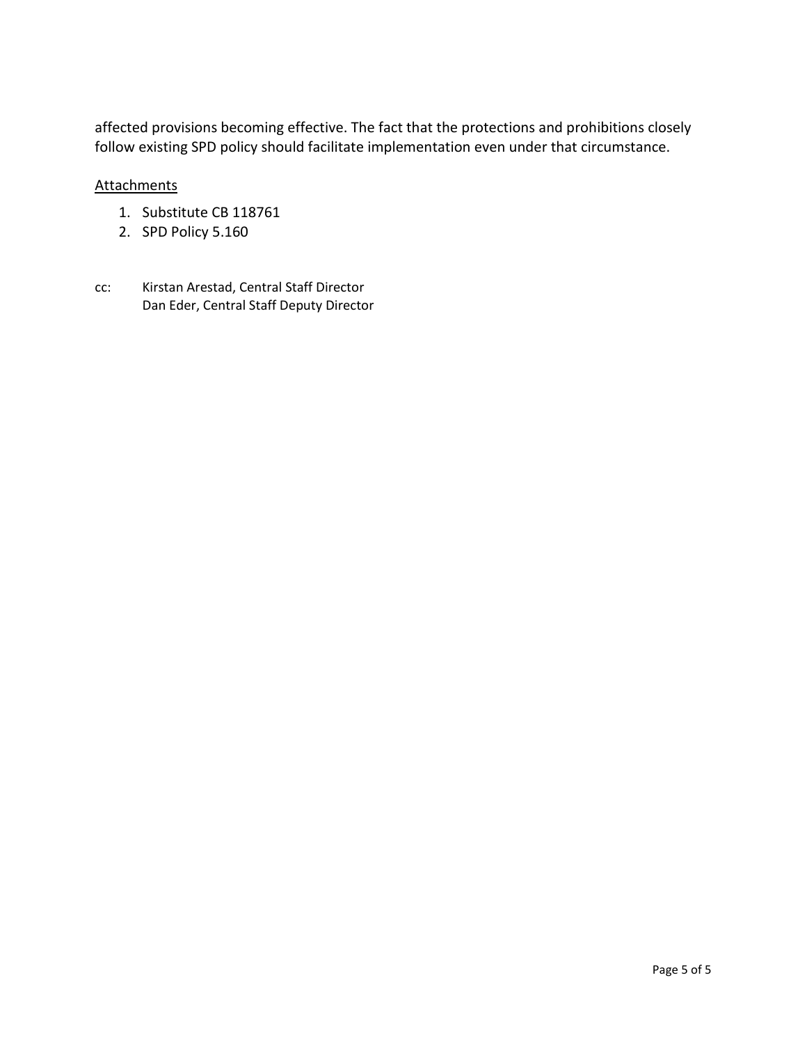affected provisions becoming effective. The fact that the protections and prohibitions closely follow existing SPD policy should facilitate implementation even under that circumstance.

Attachments

1. Substitute CB 118761
2. SPD Policy 5.160

cc: Kirstan Arestad, Central Staff Director
Dan Eder, Central Staff Deputy Director